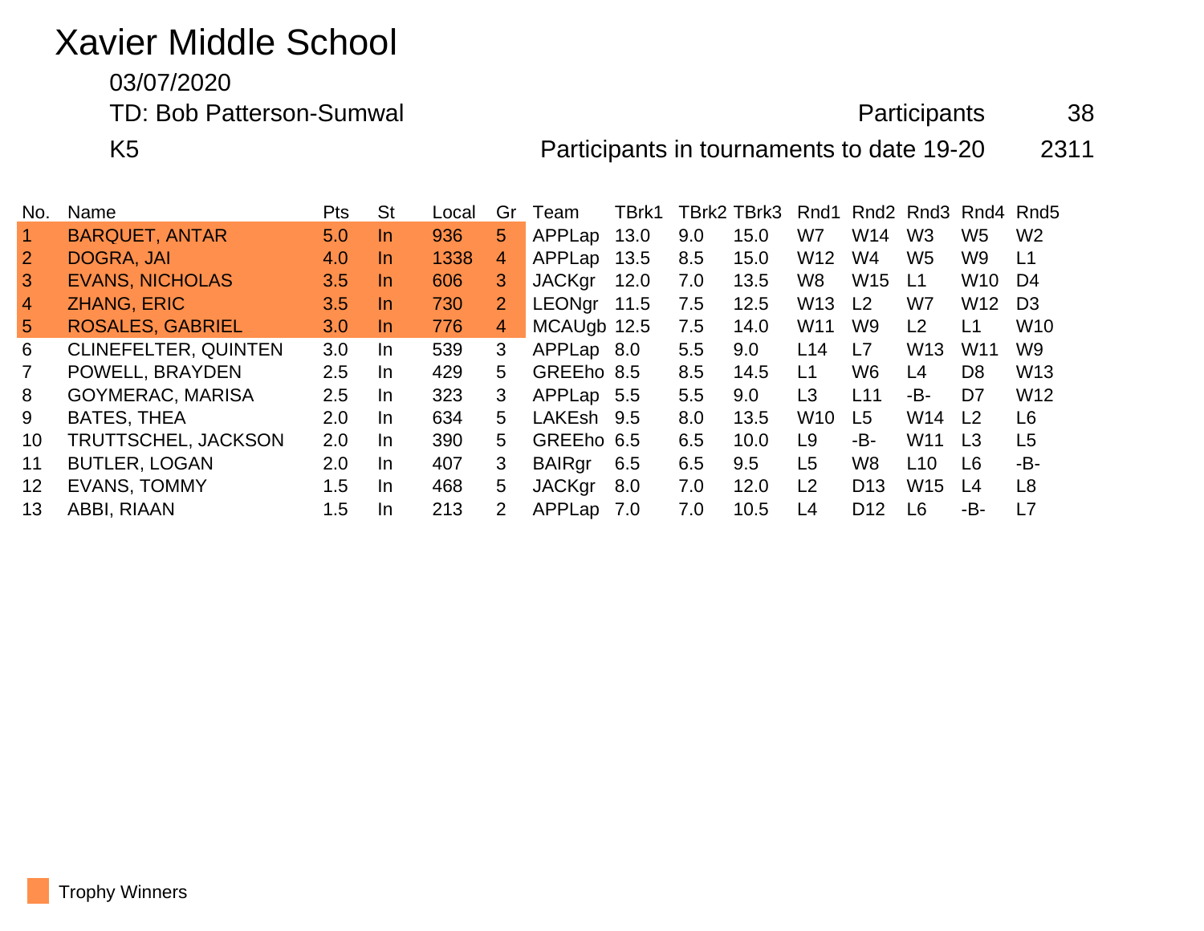# Xavier Middle School

03/07/2020

TD: Bob Patterson-Sumwal

K5

Participants 38

Participants in tournaments to date 19-20 2311

| No. | Name | Pts | St | Local | Gr | Team | TBrk1 | TBrk2 | TBrk3 | Rnd1 | Rnd2 | Rnd3 | Rnd4 | Rnd5 |
|---|---|---|---|---|---|---|---|---|---|---|---|---|---|---|
| 1 | BARQUET, ANTAR | 5.0 | In | 936 | 5 | APPLap | 13.0 | 9.0 | 15.0 | W7 | W14 | W3 | W5 | W2 |
| 2 | DOGRA, JAI | 4.0 | In | 1338 | 4 | APPLap | 13.5 | 8.5 | 15.0 | W12 | W4 | W5 | W9 | L1 |
| 3 | EVANS, NICHOLAS | 3.5 | In | 606 | 3 | JACKgr | 12.0 | 7.0 | 13.5 | W8 | W15 | L1 | W10 | D4 |
| 4 | ZHANG, ERIC | 3.5 | In | 730 | 2 | LEONgr | 11.5 | 7.5 | 12.5 | W13 | L2 | W7 | W12 | D3 |
| 5 | ROSALES, GABRIEL | 3.0 | In | 776 | 4 | MCAUgb | 12.5 | 7.5 | 14.0 | W11 | W9 | L2 | L1 | W10 |
| 6 | CLINEFELTER, QUINTEN | 3.0 | In | 539 | 3 | APPLap | 8.0 | 5.5 | 9.0 | L14 | L7 | W13 | W11 | W9 |
| 7 | POWELL, BRAYDEN | 2.5 | In | 429 | 5 | GREEho | 8.5 | 8.5 | 14.5 | L1 | W6 | L4 | D8 | W13 |
| 8 | GOYMERAC, MARISA | 2.5 | In | 323 | 3 | APPLap | 5.5 | 5.5 | 9.0 | L3 | L11 | -B- | D7 | W12 |
| 9 | BATES, THEA | 2.0 | In | 634 | 5 | LAKEsh | 9.5 | 8.0 | 13.5 | W10 | L5 | W14 | L2 | L6 |
| 10 | TRUTTSCHEL, JACKSON | 2.0 | In | 390 | 5 | GREEho | 6.5 | 6.5 | 10.0 | L9 | -B- | W11 | L3 | L5 |
| 11 | BUTLER, LOGAN | 2.0 | In | 407 | 3 | BAIRgr | 6.5 | 6.5 | 9.5 | L5 | W8 | L10 | L6 | -B- |
| 12 | EVANS, TOMMY | 1.5 | In | 468 | 5 | JACKgr | 8.0 | 7.0 | 12.0 | L2 | D13 | W15 | L4 | L8 |
| 13 | ABBI, RIAAN | 1.5 | In | 213 | 2 | APPLap | 7.0 | 7.0 | 10.5 | L4 | D12 | L6 | -B- | L7 |

Trophy Winners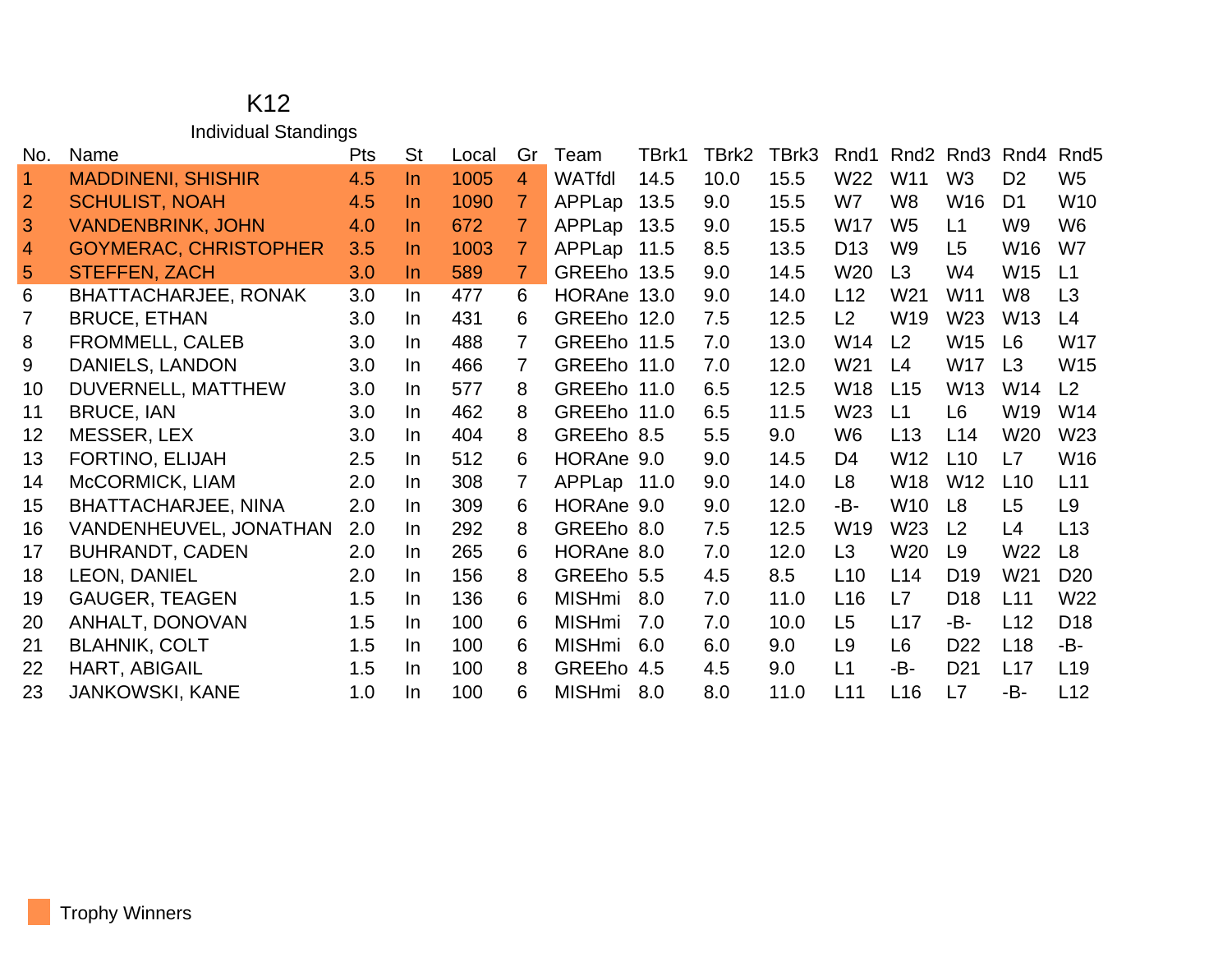# K12

## Individual Standings

| No. | Name | Pts | St | Local | Gr | Team | TBrk1 | TBrk2 | TBrk3 | Rnd1 | Rnd2 | Rnd3 | Rnd4 | Rnd5 |
|---|---|---|---|---|---|---|---|---|---|---|---|---|---|---|
| 1 | MADDINENI, SHISHIR | 4.5 | In | 1005 | 4 | WATfdl | 14.5 | 10.0 | 15.5 | W22 | W11 | W3 | D2 | W5 |
| 2 | SCHULIST, NOAH | 4.5 | In | 1090 | 7 | APPLap | 13.5 | 9.0 | 15.5 | W7 | W8 | W16 | D1 | W10 |
| 3 | VANDENBRINK, JOHN | 4.0 | In | 672 | 7 | APPLap | 13.5 | 9.0 | 15.5 | W17 | W5 | L1 | W9 | W6 |
| 4 | GOYMERAC, CHRISTOPHER | 3.5 | In | 1003 | 7 | APPLap | 11.5 | 8.5 | 13.5 | D13 | W9 | L5 | W16 | W7 |
| 5 | STEFFEN, ZACH | 3.0 | In | 589 | 7 | GREEho | 13.5 | 9.0 | 14.5 | W20 | L3 | W4 | W15 | L1 |
| 6 | BHATTACHARJEE, RONAK | 3.0 | In | 477 | 6 | HORAne | 13.0 | 9.0 | 14.0 | L12 | W21 | W11 | W8 | L3 |
| 7 | BRUCE, ETHAN | 3.0 | In | 431 | 6 | GREEho | 12.0 | 7.5 | 12.5 | L2 | W19 | W23 | W13 | L4 |
| 8 | FROMMELL, CALEB | 3.0 | In | 488 | 7 | GREEho | 11.5 | 7.0 | 13.0 | W14 | L2 | W15 | L6 | W17 |
| 9 | DANIELS, LANDON | 3.0 | In | 466 | 7 | GREEho | 11.0 | 7.0 | 12.0 | W21 | L4 | W17 | L3 | W15 |
| 10 | DUVERNELL, MATTHEW | 3.0 | In | 577 | 8 | GREEho | 11.0 | 6.5 | 12.5 | W18 | L15 | W13 | W14 | L2 |
| 11 | BRUCE, IAN | 3.0 | In | 462 | 8 | GREEho | 11.0 | 6.5 | 11.5 | W23 | L1 | L6 | W19 | W14 |
| 12 | MESSER, LEX | 3.0 | In | 404 | 8 | GREEho | 8.5 | 5.5 | 9.0 | W6 | L13 | L14 | W20 | W23 |
| 13 | FORTINO, ELIJAH | 2.5 | In | 512 | 6 | HORAne | 9.0 | 9.0 | 14.5 | D4 | W12 | L10 | L7 | W16 |
| 14 | McCORMICK, LIAM | 2.0 | In | 308 | 7 | APPLap | 11.0 | 9.0 | 14.0 | L8 | W18 | W12 | L10 | L11 |
| 15 | BHATTACHARJEE, NINA | 2.0 | In | 309 | 6 | HORAne | 9.0 | 9.0 | 12.0 | -B- | W10 | L8 | L5 | L9 |
| 16 | VANDENHEUVEL, JONATHAN | 2.0 | In | 292 | 8 | GREEho | 8.0 | 7.5 | 12.5 | W19 | W23 | L2 | L4 | L13 |
| 17 | BUHRANDT, CADEN | 2.0 | In | 265 | 6 | HORAne | 8.0 | 7.0 | 12.0 | L3 | W20 | L9 | W22 | L8 |
| 18 | LEON, DANIEL | 2.0 | In | 156 | 8 | GREEho | 5.5 | 4.5 | 8.5 | L10 | L14 | D19 | W21 | D20 |
| 19 | GAUGER, TEAGEN | 1.5 | In | 136 | 6 | MISHmi | 8.0 | 7.0 | 11.0 | L16 | L7 | D18 | L11 | W22 |
| 20 | ANHALT, DONOVAN | 1.5 | In | 100 | 6 | MISHmi | 7.0 | 7.0 | 10.0 | L5 | L17 | -B- | L12 | D18 |
| 21 | BLAHNIK, COLT | 1.5 | In | 100 | 6 | MISHmi | 6.0 | 6.0 | 9.0 | L9 | L6 | D22 | L18 | -B- |
| 22 | HART, ABIGAIL | 1.5 | In | 100 | 8 | GREEho | 4.5 | 4.5 | 9.0 | L1 | -B- | D21 | L17 | L19 |
| 23 | JANKOWSKI, KANE | 1.0 | In | 100 | 6 | MISHmi | 8.0 | 8.0 | 11.0 | L11 | L16 | L7 | -B- | L12 |

Trophy Winners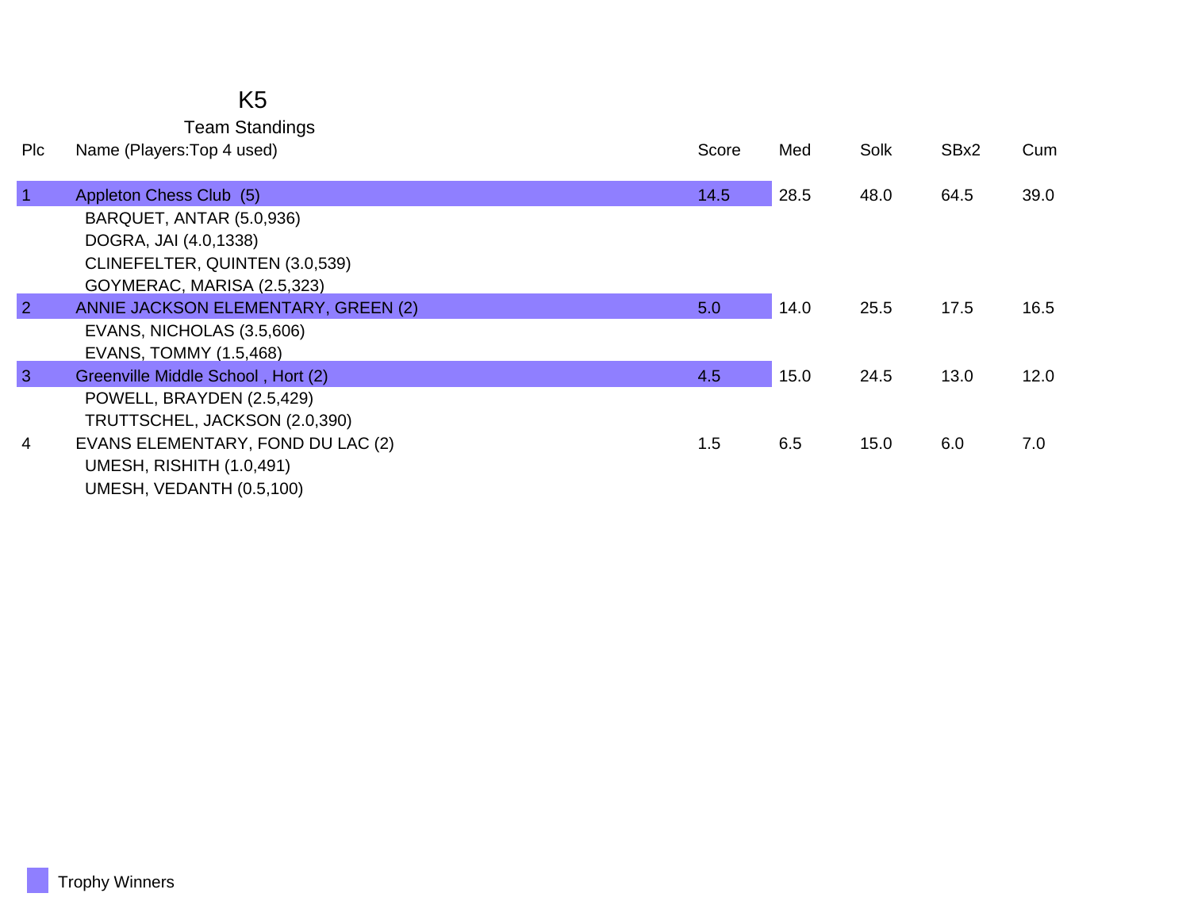# K5

## Team Standings

| Plc | Name (Players:Top 4 used) | Score | Med | Solk | SBx2 | Cum |
|---|---|---|---|---|---|---|
| 1 | Appleton Chess Club (5) | 14.5 | 28.5 | 48.0 | 64.5 | 39.0 |
| | BARQUET, ANTAR (5.0,936) | | | | | |
| | DOGRA, JAI (4.0,1338) | | | | | |
| | CLINEFELTER, QUINTEN (3.0,539) | | | | | |
| | GOYMERAC, MARISA (2.5,323) | | | | | |
| 2 | ANNIE JACKSON ELEMENTARY, GREEN (2) | 5.0 | 14.0 | 25.5 | 17.5 | 16.5 |
| | EVANS, NICHOLAS (3.5,606) | | | | | |
| | EVANS, TOMMY (1.5,468) | | | | | |
| 3 | Greenville Middle School , Hort (2) | 4.5 | 15.0 | 24.5 | 13.0 | 12.0 |
| | POWELL, BRAYDEN (2.5,429) | | | | | |
| | TRUTTSCHEL, JACKSON (2.0,390) | | | | | |
| 4 | EVANS ELEMENTARY, FOND DU LAC (2) | 1.5 | 6.5 | 15.0 | 6.0 | 7.0 |
| | UMESH, RISHITH (1.0,491) | | | | | |
| | UMESH, VEDANTH (0.5,100) | | | | | |

Trophy Winners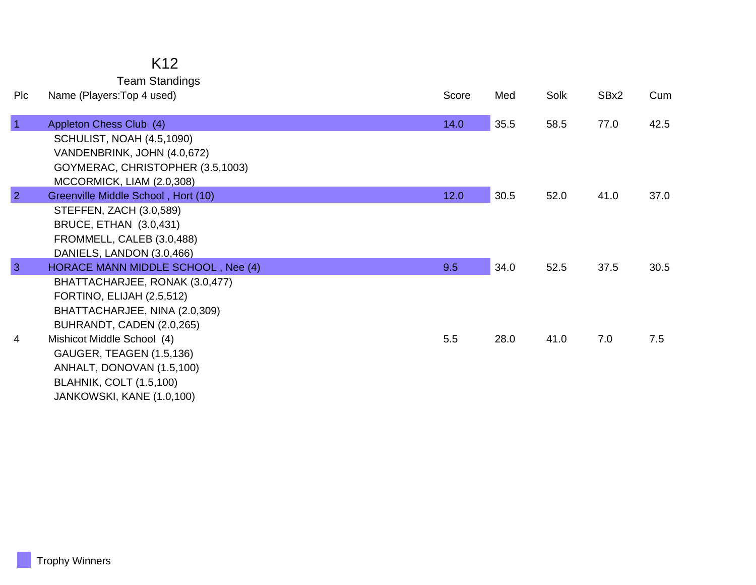# K12

## Team Standings

| Plc | Name (Players:Top 4 used) | Score | Med | Solk | SBx2 | Cum |
|---|---|---|---|---|---|---|
| 1 | Appleton Chess Club (4) | 14.0 | 35.5 | 58.5 | 77.0 | 42.5 |
| | SCHULIST, NOAH (4.5,1090) | | | | | |
| | VANDENBRINK, JOHN (4.0,672) | | | | | |
| | GOYMERAC, CHRISTOPHER (3.5,1003) | | | | | |
| | MCCORMICK, LIAM (2.0,308) | | | | | |
| 2 | Greenville Middle School , Hort (10) | 12.0 | 30.5 | 52.0 | 41.0 | 37.0 |
| | STEFFEN, ZACH (3.0,589) | | | | | |
| | BRUCE, ETHAN (3.0,431) | | | | | |
| | FROMMELL, CALEB (3.0,488) | | | | | |
| | DANIELS, LANDON (3.0,466) | | | | | |
| 3 | HORACE MANN MIDDLE SCHOOL , Nee (4) | 9.5 | 34.0 | 52.5 | 37.5 | 30.5 |
| | BHATTACHARJEE, RONAK (3.0,477) | | | | | |
| | FORTINO, ELIJAH (2.5,512) | | | | | |
| | BHATTACHARJEE, NINA (2.0,309) | | | | | |
| | BUHRANDT, CADEN (2.0,265) | | | | | |
| 4 | Mishicot Middle School (4) | 5.5 | 28.0 | 41.0 | 7.0 | 7.5 |
| | GAUGER, TEAGEN (1.5,136) | | | | | |
| | ANHALT, DONOVAN (1.5,100) | | | | | |
| | BLAHNIK, COLT (1.5,100) | | | | | |
| | JANKOWSKI, KANE (1.0,100) | | | | | |

Trophy Winners